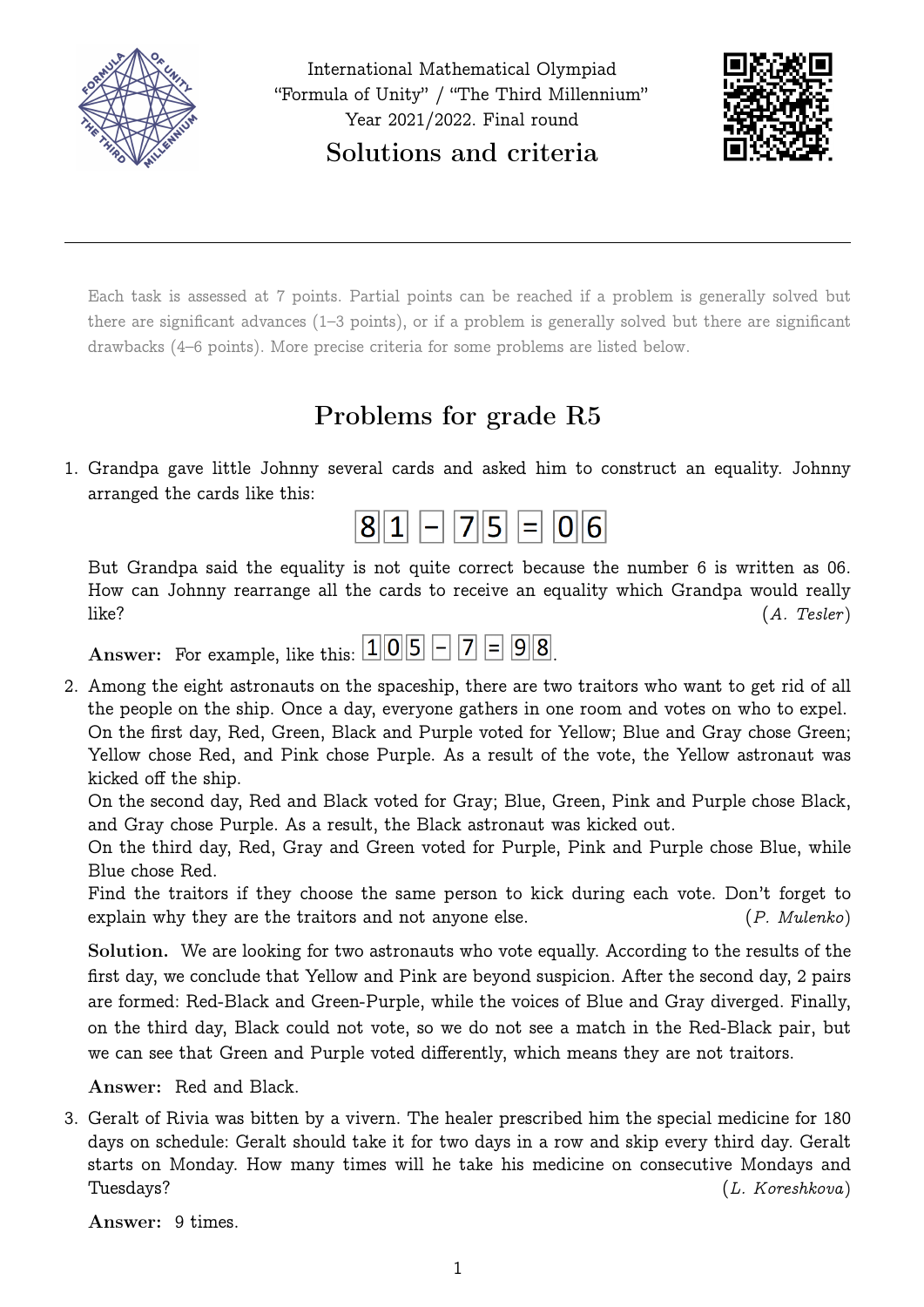International Mathematical Olympiad
“Formula of Unity” / “The Third Millennium”
Year 2021/2022. Final round

# Solutions and criteria

Each task is assessed at 7 points. Partial points can be reached if a problem is generally solved but there are significant advances (1–3 points), or if a problem is generally solved but there are significant drawbacks (4–6 points). More precise criteria for some problems are listed below.

## Problems for grade R5

1. Grandpa gave little Johnny several cards and asked him to construct an equality. Johnny arranged the cards like this:

   8 1 − 7 5 = 0 6

   But Grandpa said the equality is not quite correct because the number 6 is written as 06. How can Johnny rearrange all the cards to receive an equality which Grandpa would really like? (*A. Tesler*)

   **Answer:** For example, like this: 1 0 5 − 7 = 9 8.

2. Among the eight astronauts on the spaceship, there are two traitors who want to get rid of all the people on the ship. Once a day, everyone gathers in one room and votes on who to expel.
   On the first day, Red, Green, Black and Purple voted for Yellow; Blue and Gray chose Green; Yellow chose Red, and Pink chose Purple. As a result of the vote, the Yellow astronaut was kicked off the ship.
   On the second day, Red and Black voted for Gray; Blue, Green, Pink and Purple chose Black, and Gray chose Purple. As a result, the Black astronaut was kicked out.
   On the third day, Red, Gray and Green voted for Purple, Pink and Purple chose Blue, while Blue chose Red.
   Find the traitors if they choose the same person to kick during each vote. Don't forget to explain why they are the traitors and not anyone else. (*P. Mulenko*)

   **Solution.** We are looking for two astronauts who vote equally. According to the results of the first day, we conclude that Yellow and Pink are beyond suspicion. After the second day, 2 pairs are formed: Red-Black and Green-Purple, while the voices of Blue and Gray diverged. Finally, on the third day, Black could not vote, so we do not see a match in the Red-Black pair, but we can see that Green and Purple voted differently, which means they are not traitors.

   **Answer:** Red and Black.

3. Geralt of Rivia was bitten by a vivern. The healer prescribed him the special medicine for 180 days on schedule: Geralt should take it for two days in a row and skip every third day. Geralt starts on Monday. How many times will he take his medicine on consecutive Mondays and Tuesdays? (*L. Koreshkova*)

   **Answer:** 9 times.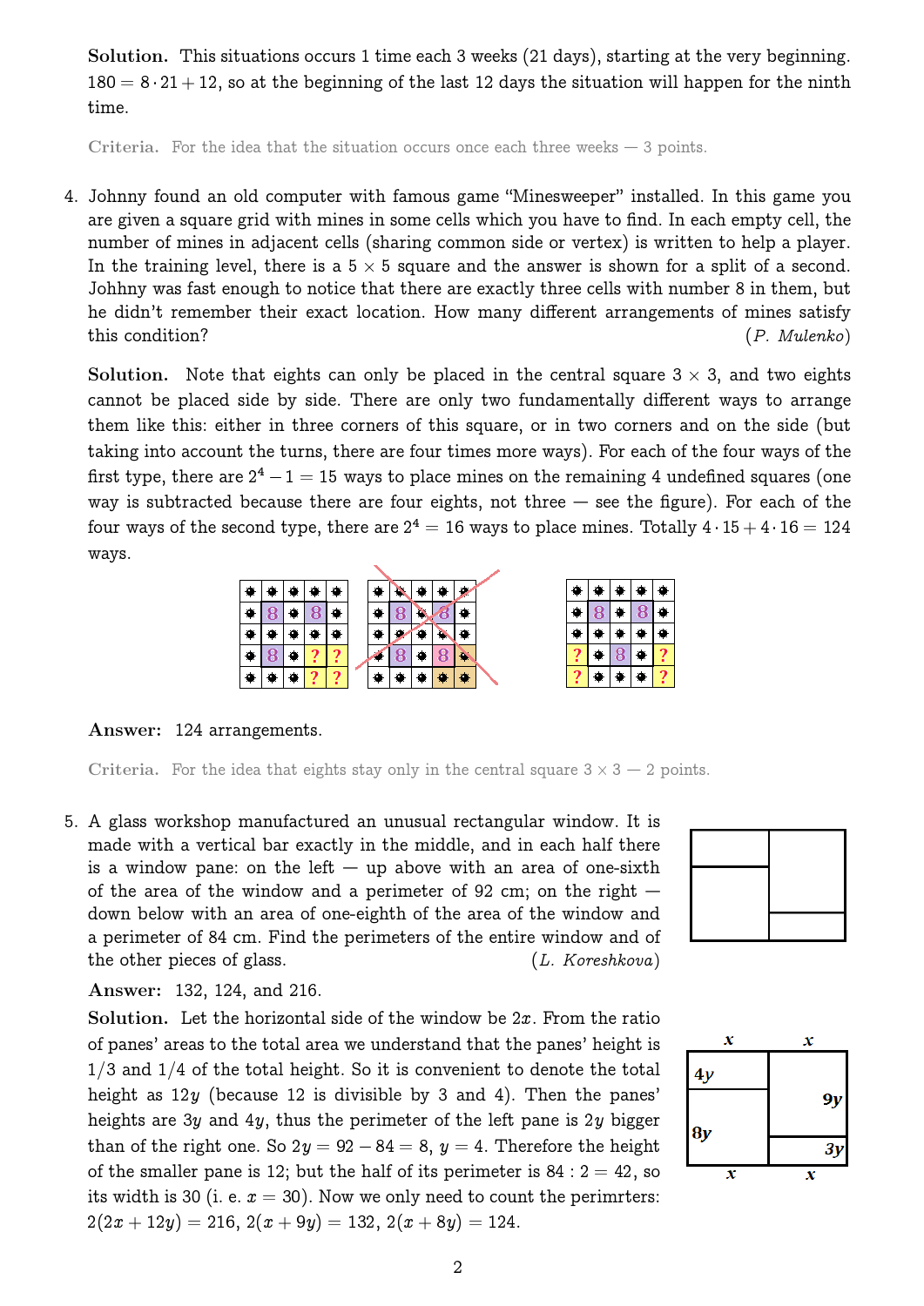**Solution.** This situations occurs 1 time each 3 weeks (21 days), starting at the very beginning. $180 = 8 \cdot 21 + 12$, so at the beginning of the last 12 days the situation will happen for the ninth time.

Criteria. For the idea that the situation occurs once each three weeks — 3 points.

4. Johnny found an old computer with famous game "Minesweeper" installed. In this game you are given a square grid with mines in some cells which you have to find. In each empty cell, the number of mines in adjacent cells (sharing common side or vertex) is written to help a player. In the training level, there is a $5 \times 5$ square and the answer is shown for a split of a second. Johhny was fast enough to notice that there are exactly three cells with number 8 in them, but he didn't remember their exact location. How many different arrangements of mines satisfy this condition? (*P. Mulenko*)

**Solution.** Note that eights can only be placed in the central square $3 \times 3$, and two eights cannot be placed side by side. There are only two fundamentally different ways to arrange them like this: either in three corners of this square, or in two corners and on the side (but taking into account the turns, there are four times more ways). For each of the four ways of the first type, there are $2^4 - 1 = 15$ ways to place mines on the remaining 4 undefined squares (one way is subtracted because there are four eights, not three — see the figure). For each of the four ways of the second type, there are $2^4 = 16$ ways to place mines. Totally $4 \cdot 15 + 4 \cdot 16 = 124$ ways.

**Answer:** 124 arrangements.

Criteria. For the idea that eights stay only in the central square $3 \times 3$ — 2 points.

5. A glass workshop manufactured an unusual rectangular window. It is made with a vertical bar exactly in the middle, and in each half there is a window pane: on the left — up above with an area of one-sixth of the area of the window and a perimeter of 92 cm; on the right — down below with an area of one-eighth of the area of the window and a perimeter of 84 cm. Find the perimeters of the entire window and of the other pieces of glass. (*L. Koreshkova*)

**Answer:** 132, 124, and 216.

**Solution.** Let the horizontal side of the window be $2x$. From the ratio of panes' areas to the total area we understand that the panes' height is 1/3 and 1/4 of the total height. So it is convenient to denote the total height as $12y$ (because 12 is divisible by 3 and 4). Then the panes' heights are $3y$ and $4y$, thus the perimeter of the left pane is $2y$ bigger than of the right one. So $2y = 92 - 84 = 8$, $y = 4$. Therefore the height of the smaller pane is 12; but the half of its perimeter is $84 : 2 = 42$, so its width is 30 (i. e. $x = 30$). Now we only need to count the perimrters: $2(2x + 12y) = 216$, $2(x + 9y) = 132$, $2(x + 8y) = 124$.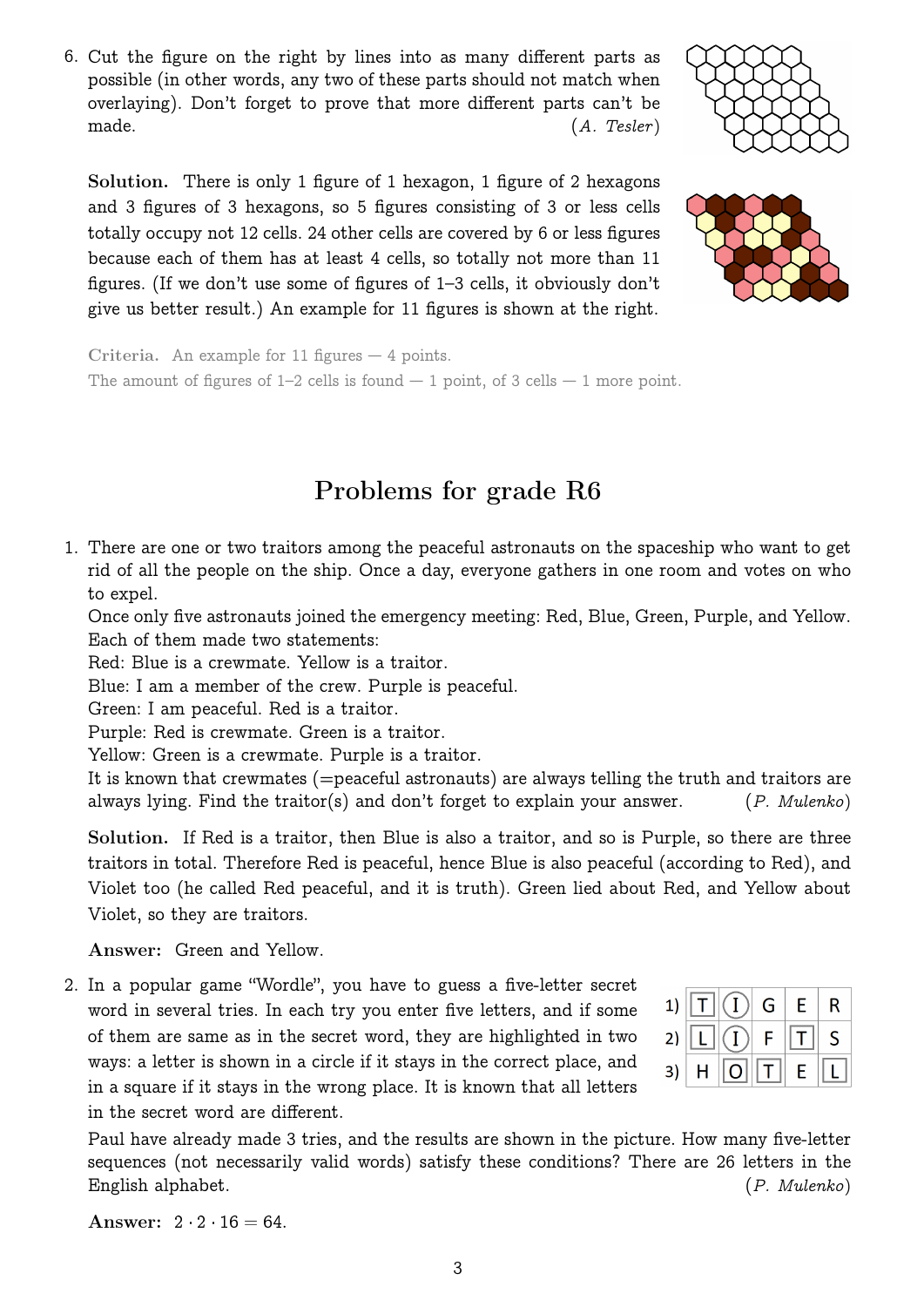6. Cut the figure on the right by lines into as many different parts as possible (in other words, any two of these parts should not match when overlaying). Don't forget to prove that more different parts can't be made. (*A. Tesler*)

**Solution.** There is only 1 figure of 1 hexagon, 1 figure of 2 hexagons and 3 figures of 3 hexagons, so 5 figures consisting of 3 or less cells totally occupy not 12 cells. 24 other cells are covered by 6 or less figures because each of them has at least 4 cells, so totally not more than 11 figures. (If we don't use some of figures of 1–3 cells, it obviously don't give us better result.) An example for 11 figures is shown at the right.

Criteria. An example for 11 figures — 4 points.
The amount of figures of 1–2 cells is found — 1 point, of 3 cells — 1 more point.

## Problems for grade R6

1. There are one or two traitors among the peaceful astronauts on the spaceship who want to get rid of all the people on the ship. Once a day, everyone gathers in one room and votes on who to expel.
Once only five astronauts joined the emergency meeting: Red, Blue, Green, Purple, and Yellow. Each of them made two statements:
Red: Blue is a crewmate. Yellow is a traitor.
Blue: I am a member of the crew. Purple is peaceful.
Green: I am peaceful. Red is a traitor.
Purple: Red is crewmate. Green is a traitor.
Yellow: Green is a crewmate. Purple is a traitor.
It is known that crewmates (=peaceful astronauts) are always telling the truth and traitors are always lying. Find the traitor(s) and don't forget to explain your answer. (*P. Mulenko*)

**Solution.** If Red is a traitor, then Blue is also a traitor, and so is Purple, so there are three traitors in total. Therefore Red is peaceful, hence Blue is also peaceful (according to Red), and Violet too (he called Red peaceful, and it is truth). Green lied about Red, and Yellow about Violet, so they are traitors.

**Answer:** Green and Yellow.

2. In a popular game "Wordle", you have to guess a five-letter secret word in several tries. In each try you enter five letters, and if some of them are same as in the secret word, they are highlighted in two ways: a letter is shown in a circle if it stays in the correct place, and in a square if it stays in the wrong place. It is known that all letters in the secret word are different.

| | | | | | |
|---|---|---|---|---|---|
| 1) | [T] | (I) | G | E | R |
| 2) | [L] | (I) | F | [T] | S |
| 3) | H | [O] | [T] | E | [L] |

Paul have already made 3 tries, and the results are shown in the picture. How many five-letter sequences (not necessarily valid words) satisfy these conditions? There are 26 letters in the English alphabet. (*P. Mulenko*)

**Answer:** $2 \cdot 2 \cdot 16 = 64$.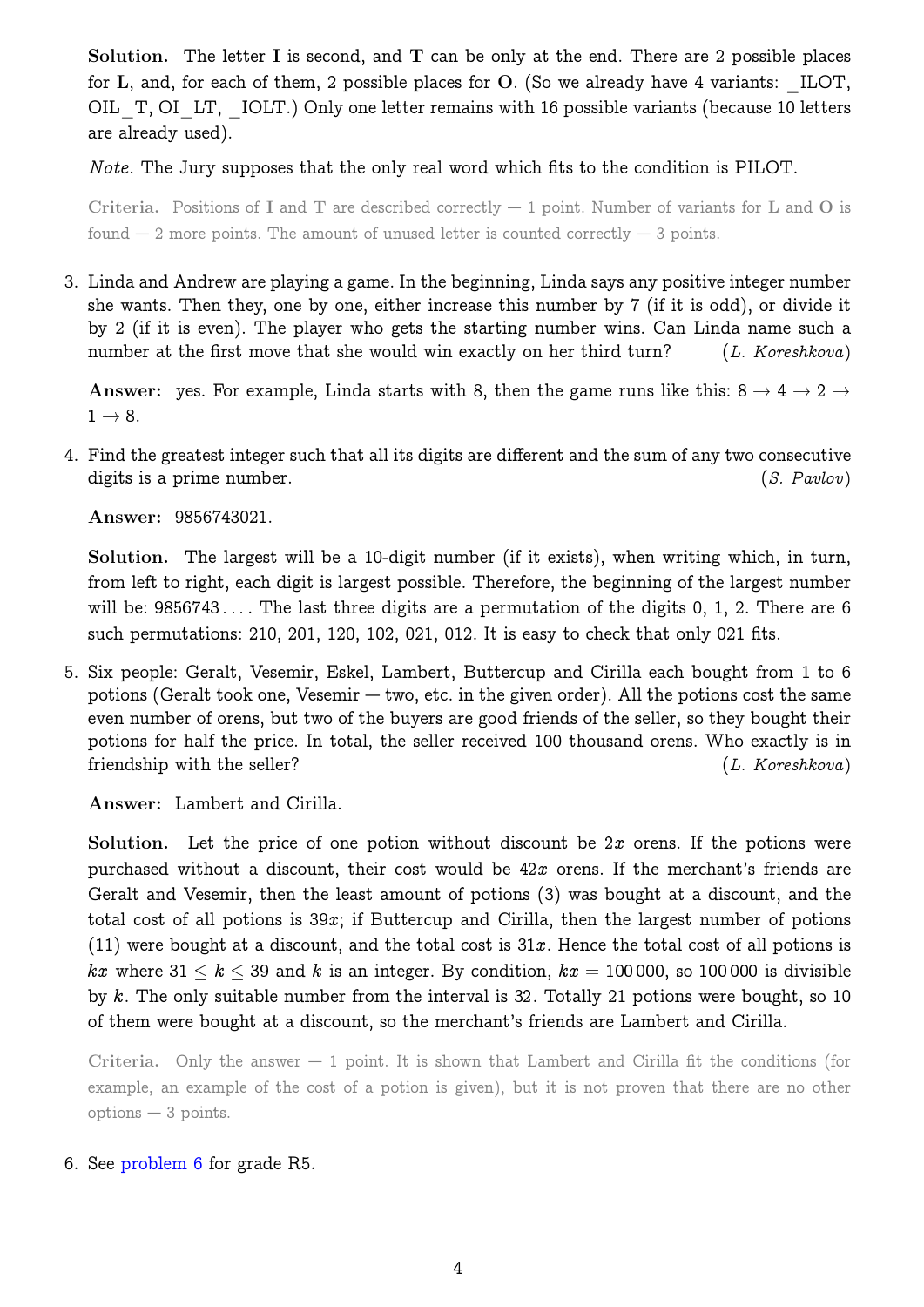**Solution.** The letter **I** is second, and **T** can be only at the end. There are 2 possible places for **L**, and, for each of them, 2 possible places for **O**. (So we already have 4 variants: _ILOT, OIL_T, OI_LT, _IOLT.) Only one letter remains with 16 possible variants (because 10 letters are already used).

*Note.* The Jury supposes that the only real word which fits to the condition is PILOT.

**Criteria.** Positions of **I** and **T** are described correctly — 1 point. Number of variants for **L** and **O** is found — 2 more points. The amount of unused letter is counted correctly — 3 points.

3. Linda and Andrew are playing a game. In the beginning, Linda says any positive integer number she wants. Then they, one by one, either increase this number by 7 (if it is odd), or divide it by 2 (if it is even). The player who gets the starting number wins. Can Linda name such a number at the first move that she would win exactly on her third turn? (*L. Koreshkova*)

   **Answer:** yes. For example, Linda starts with 8, then the game runs like this: $8 \to 4 \to 2 \to 1 \to 8$.

4. Find the greatest integer such that all its digits are different and the sum of any two consecutive digits is a prime number. (*S. Pavlov*)

   **Answer:** 9856743021.

   **Solution.** The largest will be a 10-digit number (if it exists), when writing which, in turn, from left to right, each digit is largest possible. Therefore, the beginning of the largest number will be: 9856743.... The last three digits are a permutation of the digits 0, 1, 2. There are 6 such permutations: 210, 201, 120, 102, 021, 012. It is easy to check that only 021 fits.

5. Six people: Geralt, Vesemir, Eskel, Lambert, Buttercup and Cirilla each bought from 1 to 6 potions (Geralt took one, Vesemir — two, etc. in the given order). All the potions cost the same even number of orens, but two of the buyers are good friends of the seller, so they bought their potions for half the price. In total, the seller received 100 thousand orens. Who exactly is in friendship with the seller? (*L. Koreshkova*)

   **Answer:** Lambert and Cirilla.

   **Solution.** Let the price of one potion without discount be $2x$ orens. If the potions were purchased without a discount, their cost would be $42x$ orens. If the merchant's friends are Geralt and Vesemir, then the least amount of potions (3) was bought at a discount, and the total cost of all potions is $39x$; if Buttercup and Cirilla, then the largest number of potions (11) were bought at a discount, and the total cost is $31x$. Hence the total cost of all potions is $kx$ where $31 \le k \le 39$ and $k$ is an integer. By condition, $kx = 100\,000$, so $100\,000$ is divisible by $k$. The only suitable number from the interval is 32. Totally 21 potions were bought, so 10 of them were bought at a discount, so the merchant's friends are Lambert and Cirilla.

   **Criteria.** Only the answer — 1 point. It is shown that Lambert and Cirilla fit the conditions (for example, an example of the cost of a potion is given), but it is not proven that there are no other options — 3 points.

6. See problem 6 for grade R5.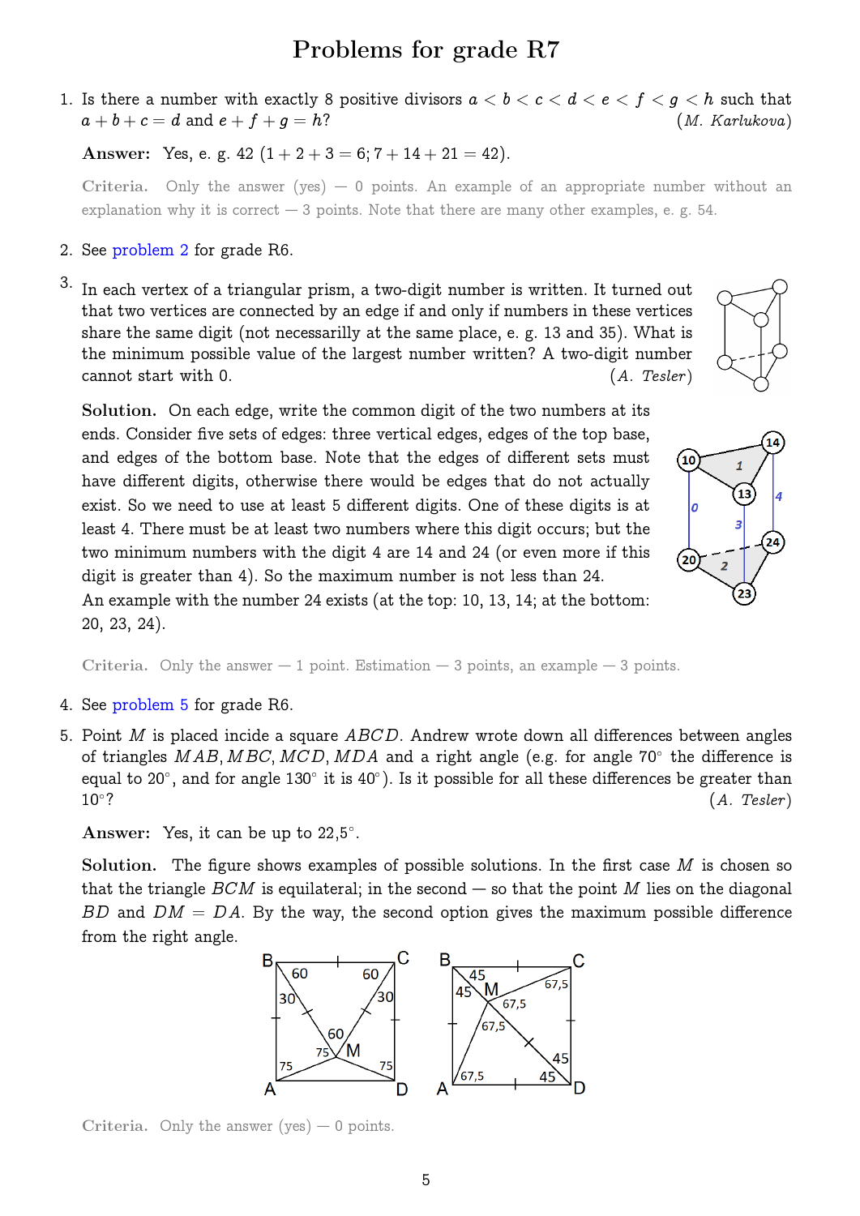# Problems for grade R7

1. Is there a number with exactly 8 positive divisors $a < b < c < d < e < f < g < h$ such that $a + b + c = d$ and $e + f + g = h$? *(M. Karlukova)*

   **Answer:** Yes, e. g. 42 ($1 + 2 + 3 = 6; 7 + 14 + 21 = 42$).

   **Criteria.** Only the answer (yes) — 0 points. An example of an appropriate number without an explanation why it is correct — 3 points. Note that there are many other examples, e. g. 54.

2. See problem 2 for grade R6.

3. In each vertex of a triangular prism, a two-digit number is written. It turned out that two vertices are connected by an edge if and only if numbers in these vertices share the same digit (not necessarilly at the same place, e. g. 13 and 35). What is the minimum possible value of the largest number written? A two-digit number cannot start with 0. *(A. Tesler)*

   **Solution.** On each edge, write the common digit of the two numbers at its ends. Consider five sets of edges: three vertical edges, edges of the top base, and edges of the bottom base. Note that the edges of different sets must have different digits, otherwise there would be edges that do not actually exist. So we need to use at least 5 different digits. One of these digits is at least 4. There must be at least two numbers where this digit occurs; but the two minimum numbers with the digit 4 are 14 and 24 (or even more if this digit is greater than 4). So the maximum number is not less than 24.
   An example with the number 24 exists (at the top: 10, 13, 14; at the bottom: 20, 23, 24).

   **Criteria.** Only the answer — 1 point. Estimation — 3 points, an example — 3 points.

4. See problem 5 for grade R6.

5. Point $M$ is placed incide a square $ABCD$. Andrew wrote down all differences between angles of triangles $MAB$, $MBC$, $MCD$, $MDA$ and a right angle (e.g. for angle $70^\circ$ the difference is equal to $20^\circ$, and for angle $130^\circ$ it is $40^\circ$). Is it possible for all these differences be greater than $10^\circ$? *(A. Tesler)*

   **Answer:** Yes, it can be up to 22,5°.

   **Solution.** The figure shows examples of possible solutions. In the first case $M$ is chosen so that the triangle $BCM$ is equilateral; in the second — so that the point $M$ lies on the diagonal $BD$ and $DM = DA$. By the way, the second option gives the maximum possible difference from the right angle.

   **Criteria.** Only the answer (yes) — 0 points.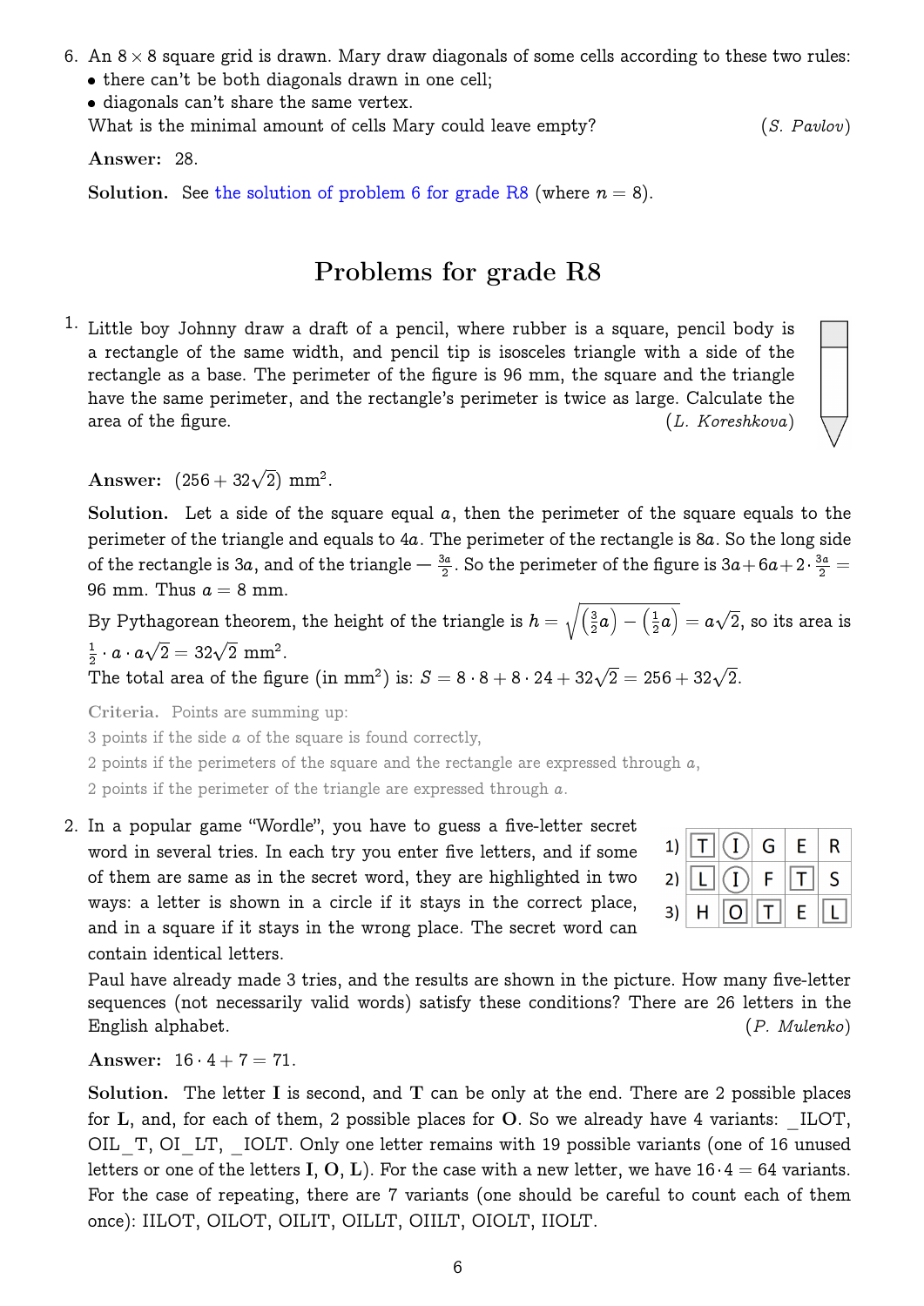6. An $8 \times 8$ square grid is drawn. Mary draw diagonals of some cells according to these two rules:
   - there can't be both diagonals drawn in one cell;
   - diagonals can't share the same vertex.

   What is the minimal amount of cells Mary could leave empty? (*S. Pavlov*)

   **Answer:** 28.

   **Solution.** See the solution of problem 6 for grade R8 (where $n = 8$).

## Problems for grade R8

1. Little boy Johnny draw a draft of a pencil, where rubber is a square, pencil body is a rectangle of the same width, and pencil tip is isosceles triangle with a side of the rectangle as a base. The perimeter of the figure is 96 mm, the square and the triangle have the same perimeter, and the rectangle's perimeter is twice as large. Calculate the area of the figure. (*L. Koreshkova*)

   **Answer:** $(256 + 32\sqrt{2})$ mm$^2$.

   **Solution.** Let a side of the square equal $a$, then the perimeter of the square equals to the perimeter of the triangle and equals to $4a$. The perimeter of the rectangle is $8a$. So the long side of the rectangle is $3a$, and of the triangle — $\frac{3a}{2}$. So the perimeter of the figure is $3a + 6a + 2 \cdot \frac{3a}{2} = 96$ mm. Thus $a = 8$ mm.

   By Pythagorean theorem, the height of the triangle is $h = \sqrt{\left(\frac{3}{2}a\right) - \left(\frac{1}{2}a\right)} = a\sqrt{2}$, so its area is $\frac{1}{2} \cdot a \cdot a\sqrt{2} = 32\sqrt{2}$ mm$^2$.
   The total area of the figure (in mm$^2$) is: $S = 8 \cdot 8 + 8 \cdot 24 + 32\sqrt{2} = 256 + 32\sqrt{2}$.

   **Criteria.** Points are summing up:
   3 points if the side $a$ of the square is found correctly,
   2 points if the perimeters of the square and the rectangle are expressed through $a$,
   2 points if the perimeter of the triangle are expressed through $a$.

2. In a popular game "Wordle", you have to guess a five-letter secret word in several tries. In each try you enter five letters, and if some of them are same as in the secret word, they are highlighted in two ways: a letter is shown in a circle if it stays in the correct place, and in a square if it stays in the wrong place. The secret word can contain identical letters.

   | | | | | | |
   |---|---|---|---|---|---|
   | 1) | [T] | (I) | G | E | R |
   | 2) | [L] | (I) | F | [T] | S |
   | 3) | H | [O] | [T] | E | [L] |

   Paul have already made 3 tries, and the results are shown in the picture. How many five-letter sequences (not necessarily valid words) satisfy these conditions? There are 26 letters in the English alphabet. (*P. Mulenko*)

   **Answer:** $16 \cdot 4 + 7 = 71$.

   **Solution.** The letter **I** is second, and **T** can be only at the end. There are 2 possible places for **L**, and, for each of them, 2 possible places for **O**. So we already have 4 variants: _ILOT, OIL_T, OI_LT, _IOLT. Only one letter remains with 19 possible variants (one of 16 unused letters or one of the letters **I**, **O**, **L**). For the case with a new letter, we have $16 \cdot 4 = 64$ variants. For the case of repeating, there are 7 variants (one should be careful to count each of them once): IILOT, OILOT, OILIT, OILLT, OIILT, OIOLT, IIOLT.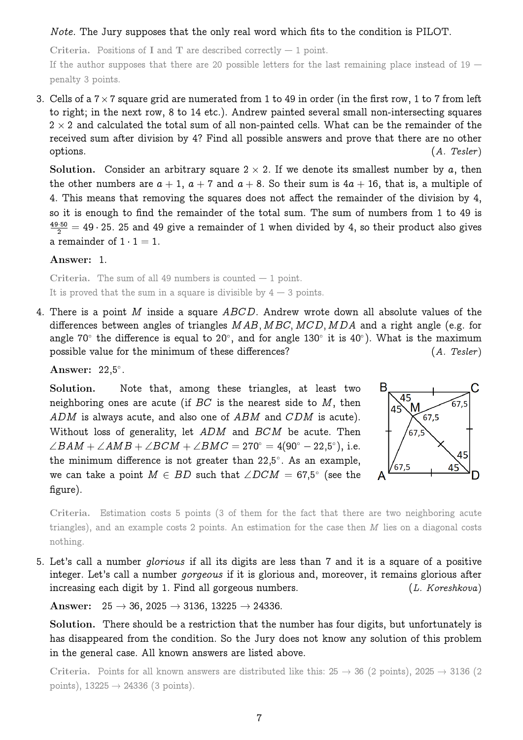*Note.* The Jury supposes that the only real word which fits to the condition is PILOT.

**Criteria.** Positions of **I** and **T** are described correctly — 1 point.

If the author supposes that there are 20 possible letters for the last remaining place instead of 19 — penalty 3 points.

3. Cells of a $7 \times 7$ square grid are numerated from 1 to 49 in order (in the first row, 1 to 7 from left to right; in the next row, 8 to 14 etc.). Andrew painted several small non-intersecting squares $2 \times 2$ and calculated the total sum of all non-painted cells. What can be the remainder of the received sum after division by 4? Find all possible answers and prove that there are no other options. (*A. Tesler*)

   **Solution.** Consider an arbitrary square $2 \times 2$. If we denote its smallest number by $a$, then the other numbers are $a + 1$, $a + 7$ and $a + 8$. So their sum is $4a + 16$, that is, a multiple of 4. This means that removing the squares does not affect the remainder of the division by 4, so it is enough to find the remainder of the total sum. The sum of numbers from 1 to 49 is $\frac{49 \cdot 50}{2} = 49 \cdot 25$. 25 and 49 give a remainder of 1 when divided by 4, so their product also gives a remainder of $1 \cdot 1 = 1$.

   **Answer:** 1.

   **Criteria.** The sum of all 49 numbers is counted — 1 point.

   It is proved that the sum in a square is divisible by 4 — 3 points.

4. There is a point $M$ inside a square $ABCD$. Andrew wrote down all absolute values of the differences between angles of triangles $MAB, MBC, MCD, MDA$ and a right angle (e.g. for angle $70^\circ$ the difference is equal to $20^\circ$, and for angle $130^\circ$ it is $40^\circ$). What is the maximum possible value for the minimum of these differences? (*A. Tesler*)

   **Answer:** $22{,}5^\circ$.

   **Solution.** Note that, among these triangles, at least two neighboring ones are acute (if $BC$ is the nearest side to $M$, then $ADM$ is always acute, and also one of $ABM$ and $CDM$ is acute). Without loss of generality, let $ADM$ and $BCM$ be acute. Then $\angle BAM + \angle AMB + \angle BCM + \angle BMC = 270^\circ = 4(90^\circ - 22{,}5^\circ)$, i.e. the minimum difference is not greater than $22{,}5^\circ$. As an example, we can take a point $M \in BD$ such that $\angle DCM = 67{,}5^\circ$ (see the figure).

   **Criteria.** Estimation costs 5 points (3 of them for the fact that there are two neighboring acute triangles), and an example costs 2 points. An estimation for the case then $M$ lies on a diagonal costs nothing.

5. Let's call a number *glorious* if all its digits are less than 7 and it is a square of a positive integer. Let's call a number *gorgeous* if it is glorious and, moreover, it remains glorious after increasing each digit by 1. Find all gorgeous numbers. (*L. Koreshkova*)

   **Answer:** $25 \to 36$, $2025 \to 3136$, $13225 \to 24336$.

   **Solution.** There should be a restriction that the number has four digits, but unfortunately is has disappeared from the condition. So the Jury does not know any solution of this problem in the general case. All known answers are listed above.

   **Criteria.** Points for all known answers are distributed like this: $25 \to 36$ (2 points), $2025 \to 3136$ (2 points), $13225 \to 24336$ (3 points).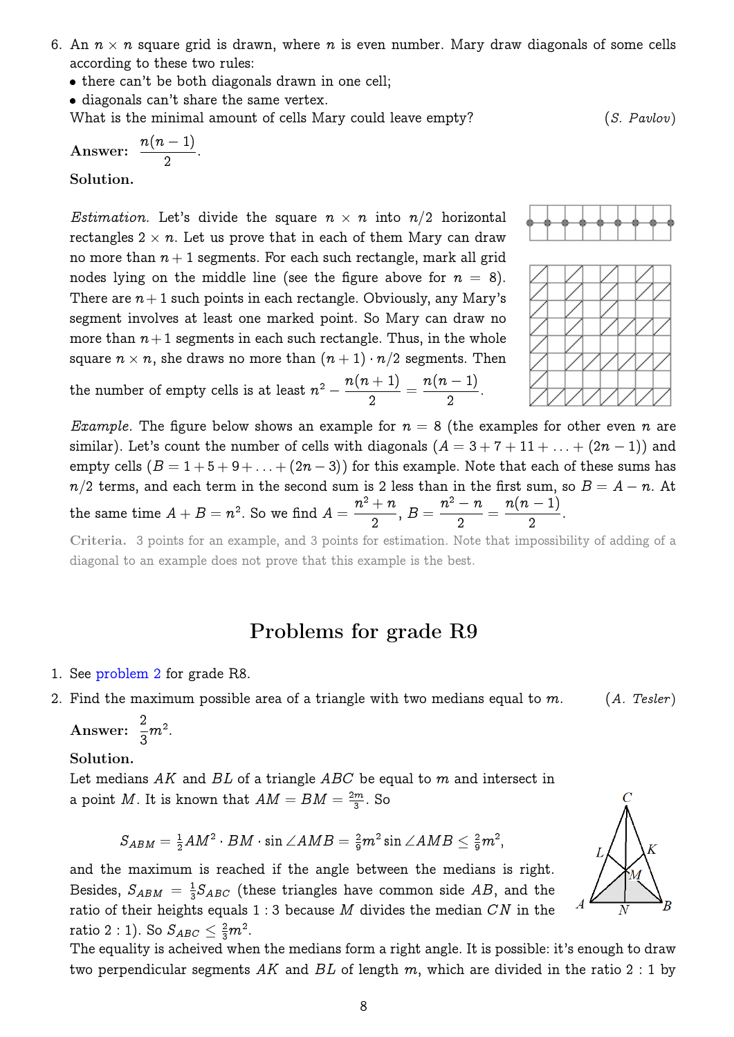6. An $n \times n$ square grid is drawn, where $n$ is even number. Mary draw diagonals of some cells according to these two rules:
   - there can't be both diagonals drawn in one cell;
   - diagonals can't share the same vertex.

   What is the minimal amount of cells Mary could leave empty? (*S. Pavlov*)

   **Answer:** $\frac{n(n-1)}{2}$.

   **Solution.**

   *Estimation.* Let's divide the square $n \times n$ into $n/2$ horizontal rectangles $2 \times n$. Let us prove that in each of them Mary can draw no more than $n+1$ segments. For each such rectangle, mark all grid nodes lying on the middle line (see the figure above for $n = 8$). There are $n+1$ such points in each rectangle. Obviously, any Mary's segment involves at least one marked point. So Mary can draw no more than $n+1$ segments in each such rectangle. Thus, in the whole square $n \times n$, she draws no more than $(n+1) \cdot n/2$ segments. Then the number of empty cells is at least $n^2 - \frac{n(n+1)}{2} = \frac{n(n-1)}{2}$.

   *Example.* The figure below shows an example for $n = 8$ (the examples for other even $n$ are similar). Let's count the number of cells with diagonals ($A = 3 + 7 + 11 + \ldots + (2n-1)$) and empty cells ($B = 1 + 5 + 9 + \ldots + (2n-3)$) for this example. Note that each of these sums has $n/2$ terms, and each term in the second sum is 2 less than in the first sum, so $B = A - n$. At the same time $A + B = n^2$. So we find $A = \frac{n^2+n}{2}$, $B = \frac{n^2-n}{2} = \frac{n(n-1)}{2}$.

   **Criteria.** 3 points for an example, and 3 points for estimation. Note that impossibility of adding of a diagonal to an example does not prove that this example is the best.

## Problems for grade R9

1. See problem 2 for grade R8.

2. Find the maximum possible area of a triangle with two medians equal to $m$. (*A. Tesler*)

   **Answer:** $\frac{2}{3}m^2$.

   **Solution.**
   Let medians $AK$ and $BL$ of a triangle $ABC$ be equal to $m$ and intersect in a point $M$. It is known that $AM = BM = \frac{2m}{3}$. So

   $$S_{ABM} = \tfrac{1}{2}AM^2 \cdot BM \cdot \sin \angle AMB = \tfrac{2}{9}m^2 \sin \angle AMB \le \tfrac{2}{9}m^2,$$

   and the maximum is reached if the angle between the medians is right. Besides, $S_{ABM} = \frac{1}{3}S_{ABC}$ (these triangles have common side $AB$, and the ratio of their heights equals $1:3$ because $M$ divides the median $CN$ in the ratio $2:1$). So $S_{ABC} \le \frac{2}{3}m^2$.
   The equality is acheived when the medians form a right angle. It is possible: it's enough to draw two perpendicular segments $AK$ and $BL$ of length $m$, which are divided in the ratio $2:1$ by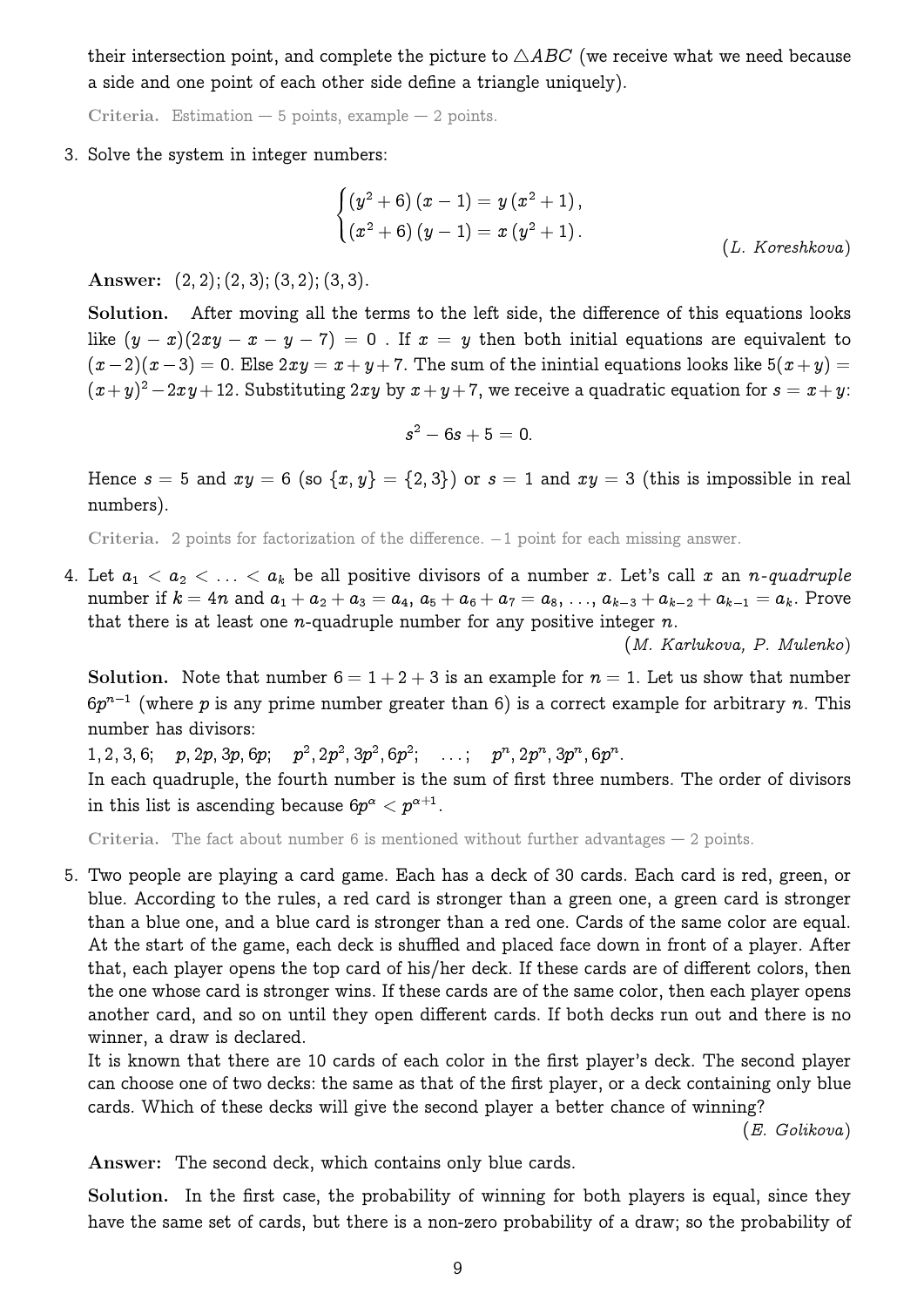their intersection point, and complete the picture to $\triangle ABC$ (we receive what we need because a side and one point of each other side define a triangle uniquely).

**Criteria.** Estimation — 5 points, example — 2 points.

3. Solve the system in integer numbers:

$$\begin{cases} (y^2+6)(x-1) = y(x^2+1), \\ (x^2+6)(y-1) = x(y^2+1). \end{cases}$$

*(L. Koreshkova)*

**Answer:** $(2,2); (2,3); (3,2); (3,3)$.

**Solution.** After moving all the terms to the left side, the difference of this equations looks like $(y-x)(2xy-x-y-7) = 0$ . If $x = y$ then both initial equations are equivalent to $(x-2)(x-3) = 0$. Else $2xy = x+y+7$. The sum of the inintial equations looks like $5(x+y) = (x+y)^2 - 2xy + 12$. Substituting $2xy$ by $x+y+7$, we receive a quadratic equation for $s = x+y$:

$$s^2 - 6s + 5 = 0.$$

Hence $s = 5$ and $xy = 6$ (so $\{x, y\} = \{2, 3\}$) or $s = 1$ and $xy = 3$ (this is impossible in real numbers).

**Criteria.** 2 points for factorization of the difference. $-1$ point for each missing answer.

4. Let $a_1 < a_2 < \ldots < a_k$ be all positive divisors of a number $x$. Let's call $x$ an *$n$-quadruple* number if $k = 4n$ and $a_1 + a_2 + a_3 = a_4$, $a_5 + a_6 + a_7 = a_8$, $\ldots$, $a_{k-3} + a_{k-2} + a_{k-1} = a_k$. Prove that there is at least one $n$-quadruple number for any positive integer $n$.

*(M. Karlukova, P. Mulenko)*

**Solution.** Note that number $6 = 1 + 2 + 3$ is an example for $n = 1$. Let us show that number $6p^{n-1}$ (where $p$ is any prime number greater than 6) is a correct example for arbitrary $n$. This number has divisors:

$1, 2, 3, 6;\quad p, 2p, 3p, 6p;\quad p^2, 2p^2, 3p^2, 6p^2;\quad \ldots;\quad p^n, 2p^n, 3p^n, 6p^n.$

In each quadruple, the fourth number is the sum of first three numbers. The order of divisors in this list is ascending because $6p^\alpha < p^{\alpha+1}$.

**Criteria.** The fact about number 6 is mentioned without further advantages — 2 points.

5. Two people are playing a card game. Each has a deck of 30 cards. Each card is red, green, or blue. According to the rules, a red card is stronger than a green one, a green card is stronger than a blue one, and a blue card is stronger than a red one. Cards of the same color are equal. At the start of the game, each deck is shuffled and placed face down in front of a player. After that, each player opens the top card of his/her deck. If these cards are of different colors, then the one whose card is stronger wins. If these cards are of the same color, then each player opens another card, and so on until they open different cards. If both decks run out and there is no winner, a draw is declared.

It is known that there are 10 cards of each color in the first player's deck. The second player can choose one of two decks: the same as that of the first player, or a deck containing only blue cards. Which of these decks will give the second player a better chance of winning?

*(E. Golikova)*

**Answer:** The second deck, which contains only blue cards.

**Solution.** In the first case, the probability of winning for both players is equal, since they have the same set of cards, but there is a non-zero probability of a draw; so the probability of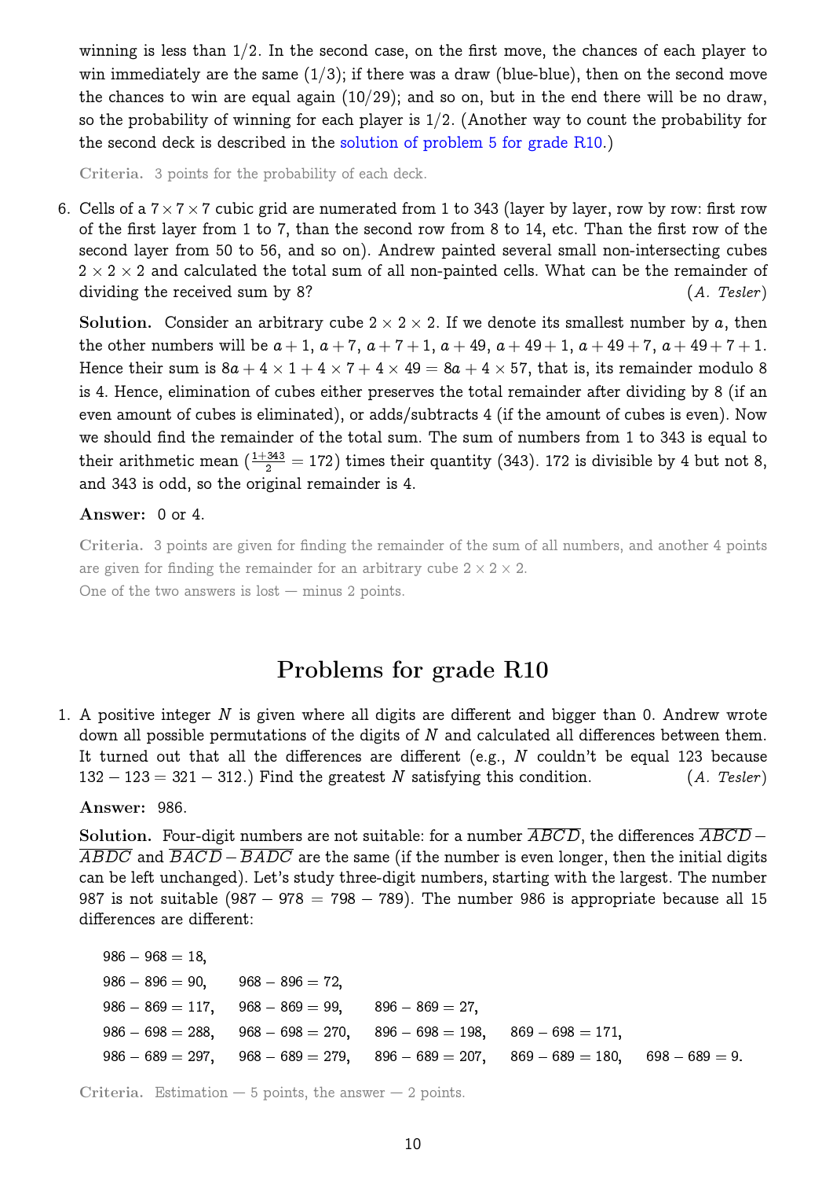winning is less than 1/2. In the second case, on the first move, the chances of each player to win immediately are the same (1/3); if there was a draw (blue-blue), then on the second move the chances to win are equal again (10/29); and so on, but in the end there will be no draw, so the probability of winning for each player is 1/2. (Another way to count the probability for the second deck is described in the solution of problem 5 for grade R10.)

**Criteria.** 3 points for the probability of each deck.

6. Cells of a $7 \times 7 \times 7$ cubic grid are numerated from 1 to 343 (layer by layer, row by row: first row of the first layer from 1 to 7, than the second row from 8 to 14, etc. Than the first row of the second layer from 50 to 56, and so on). Andrew painted several small non-intersecting cubes $2 \times 2 \times 2$ and calculated the total sum of all non-painted cells. What can be the remainder of dividing the received sum by 8? (*A. Tesler*)

   **Solution.** Consider an arbitrary cube $2 \times 2 \times 2$. If we denote its smallest number by $a$, then the other numbers will be $a+1$, $a+7$, $a+7+1$, $a+49$, $a+49+1$, $a+49+7$, $a+49+7+1$. Hence their sum is $8a + 4 \times 1 + 4 \times 7 + 4 \times 49 = 8a + 4 \times 57$, that is, its remainder modulo 8 is 4. Hence, elimination of cubes either preserves the total remainder after dividing by 8 (if an even amount of cubes is eliminated), or adds/subtracts 4 (if the amount of cubes is even). Now we should find the remainder of the total sum. The sum of numbers from 1 to 343 is equal to their arithmetic mean ($\frac{1+343}{2} = 172$) times their quantity (343). 172 is divisible by 4 but not 8, and 343 is odd, so the original remainder is 4.

   **Answer:** 0 or 4.

   **Criteria.** 3 points are given for finding the remainder of the sum of all numbers, and another 4 points are given for finding the remainder for an arbitrary cube $2 \times 2 \times 2$.
   One of the two answers is lost — minus 2 points.

## Problems for grade R10

1. A positive integer $N$ is given where all digits are different and bigger than 0. Andrew wrote down all possible permutations of the digits of $N$ and calculated all differences between them. It turned out that all the differences are different (e.g., $N$ couldn't be equal 123 because $132 - 123 = 321 - 312$.) Find the greatest $N$ satisfying this condition. (*A. Tesler*)

   **Answer:** 986.

   **Solution.** Four-digit numbers are not suitable: for a number $\overline{ABCD}$, the differences $\overline{ABCD} - \overline{ABDC}$ and $\overline{BACD} - \overline{BADC}$ are the same (if the number is even longer, then the initial digits can be left unchanged). Let's study three-digit numbers, starting with the largest. The number 987 is not suitable ($987 - 978 = 798 - 789$). The number 986 is appropriate because all 15 differences are different:

   $986 - 968 = 18,$

   $986 - 896 = 90,\quad 968 - 896 = 72,$

   $986 - 869 = 117,\quad 968 - 869 = 99,\quad 896 - 869 = 27,$

   $986 - 698 = 288,\quad 968 - 698 = 270,\quad 896 - 698 = 198,\quad 869 - 698 = 171,$

   $986 - 689 = 297,\quad 968 - 689 = 279,\quad 896 - 689 = 207,\quad 869 - 689 = 180,\quad 698 - 689 = 9.$

   **Criteria.** Estimation — 5 points, the answer — 2 points.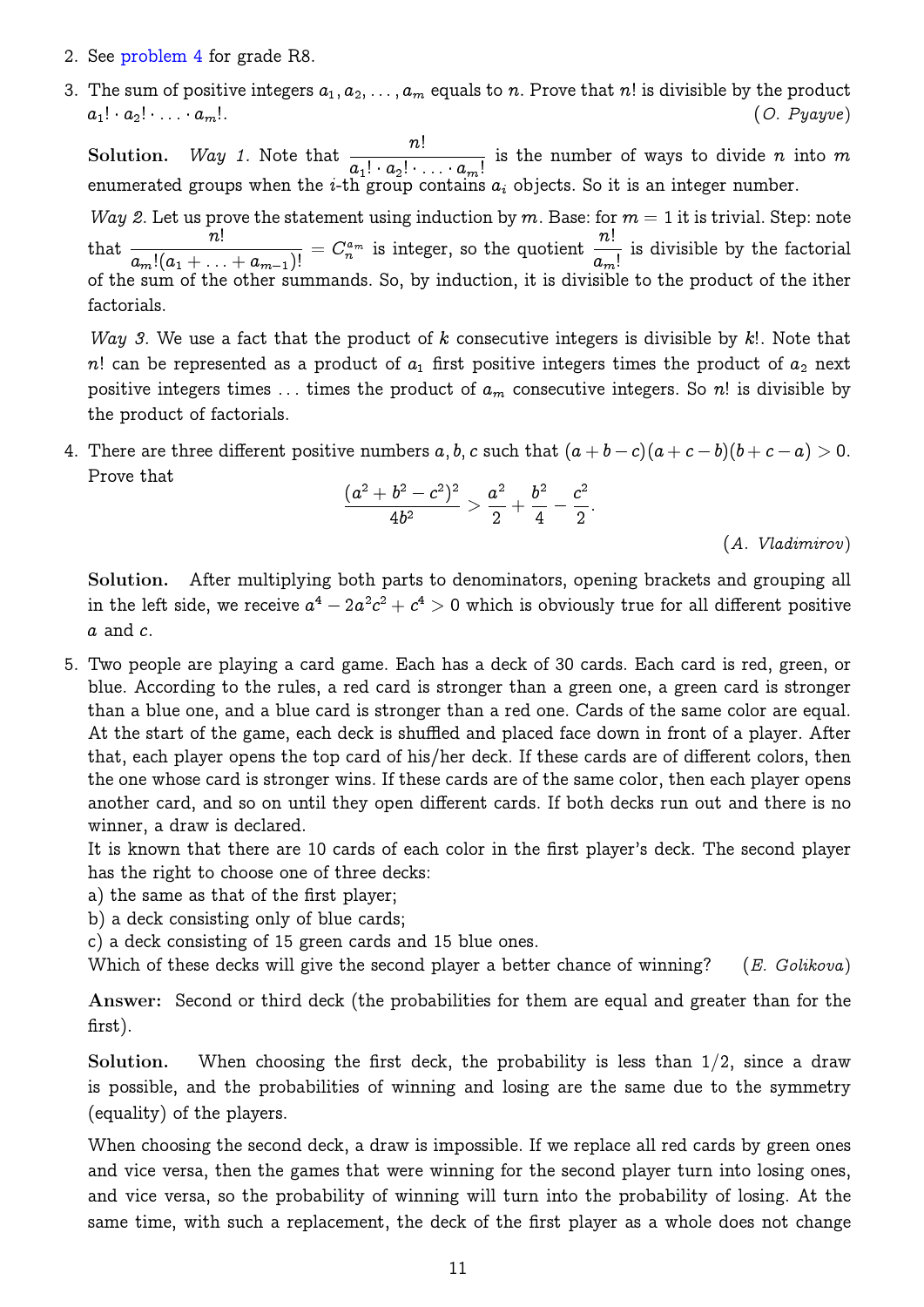2. See problem 4 for grade R8.

3. The sum of positive integers $a_1, a_2, \ldots, a_m$ equals to $n$. Prove that $n!$ is divisible by the product $a_1! \cdot a_2! \cdot \ldots \cdot a_m!$. *(O. Pyayve)*

   **Solution.** *Way 1.* Note that $\dfrac{n!}{a_1! \cdot a_2! \cdot \ldots \cdot a_m!}$ is the number of ways to divide $n$ into $m$ enumerated groups when the $i$-th group contains $a_i$ objects. So it is an integer number.

   *Way 2.* Let us prove the statement using induction by $m$. Base: for $m = 1$ it is trivial. Step: note that $\dfrac{n!}{a_m!(a_1 + \ldots + a_{m-1})!} = C_n^{a_m}$ is integer, so the quotient $\dfrac{n!}{a_m!}$ is divisible by the factorial of the sum of the other summands. So, by induction, it is divisible to the product of the ither factorials.

   *Way 3.* We use a fact that the product of $k$ consecutive integers is divisible by $k!$. Note that $n!$ can be represented as a product of $a_1$ first positive integers times the product of $a_2$ next positive integers times $\ldots$ times the product of $a_m$ consecutive integers. So $n!$ is divisible by the product of factorials.

4. There are three different positive numbers $a, b, c$ such that $(a + b - c)(a + c - b)(b + c - a) > 0$. Prove that
$$\frac{(a^2 + b^2 - c^2)^2}{4b^2} > \frac{a^2}{2} + \frac{b^2}{4} - \frac{c^2}{2}.$$
*(A. Vladimirov)*

   **Solution.** After multiplying both parts to denominators, opening brackets and grouping all in the left side, we receive $a^4 - 2a^2c^2 + c^4 > 0$ which is obviously true for all different positive $a$ and $c$.

5. Two people are playing a card game. Each has a deck of 30 cards. Each card is red, green, or blue. According to the rules, a red card is stronger than a green one, a green card is stronger than a blue one, and a blue card is stronger than a red one. Cards of the same color are equal. At the start of the game, each deck is shuffled and placed face down in front of a player. After that, each player opens the top card of his/her deck. If these cards are of different colors, then the one whose card is stronger wins. If these cards are of the same color, then each player opens another card, and so on until they open different cards. If both decks run out and there is no winner, a draw is declared.
It is known that there are 10 cards of each color in the first player's deck. The second player has the right to choose one of three decks:
a) the same as that of the first player;
b) a deck consisting only of blue cards;
c) a deck consisting of 15 green cards and 15 blue ones.
Which of these decks will give the second player a better chance of winning? *(E. Golikova)*

   **Answer:** Second or third deck (the probabilities for them are equal and greater than for the first).

   **Solution.** When choosing the first deck, the probability is less than $1/2$, since a draw is possible, and the probabilities of winning and losing are the same due to the symmetry (equality) of the players.

   When choosing the second deck, a draw is impossible. If we replace all red cards by green ones and vice versa, then the games that were winning for the second player turn into losing ones, and vice versa, so the probability of winning will turn into the probability of losing. At the same time, with such a replacement, the deck of the first player as a whole does not change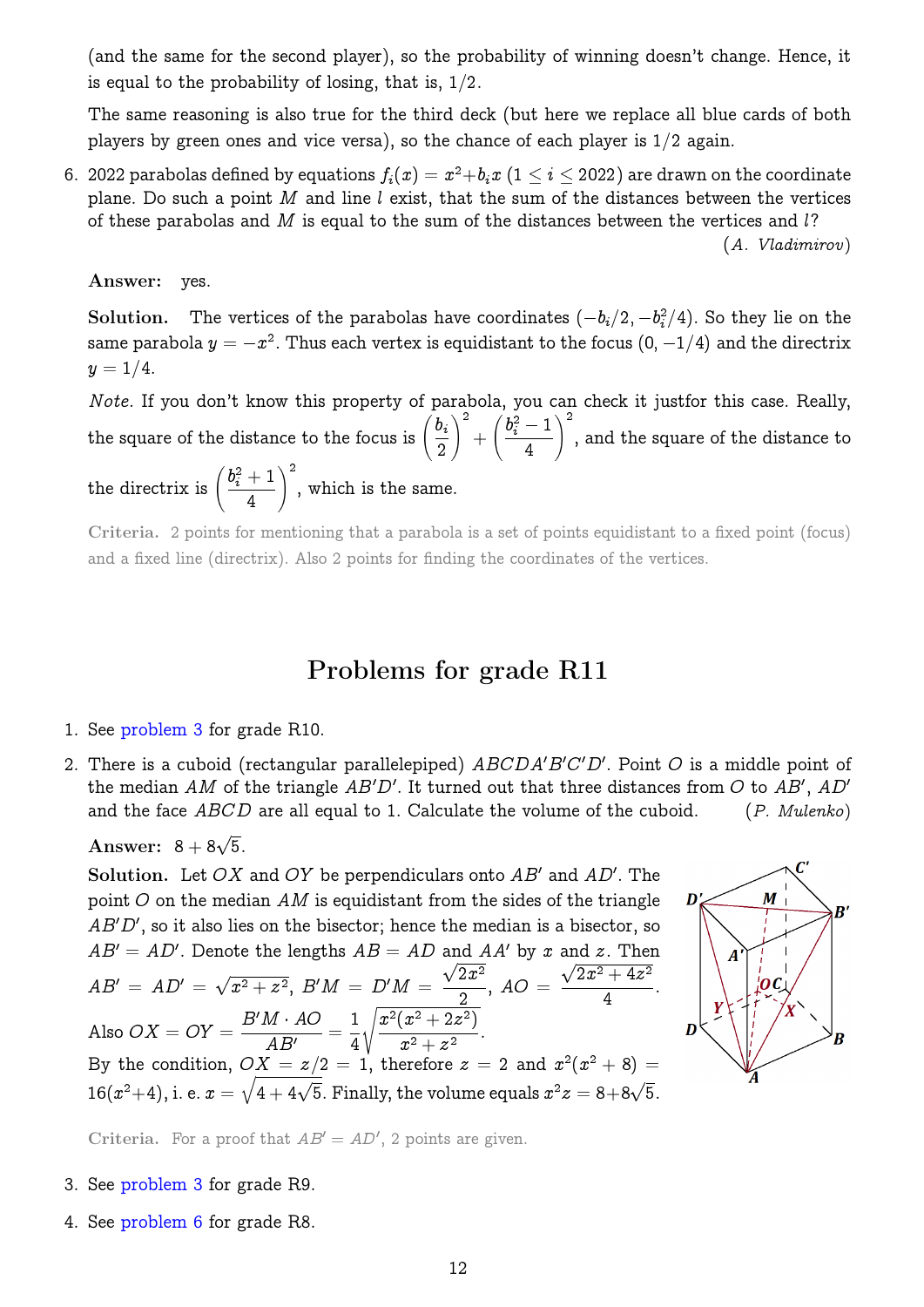(and the same for the second player), so the probability of winning doesn't change. Hence, it is equal to the probability of losing, that is, $1/2$.

The same reasoning is also true for the third deck (but here we replace all blue cards of both players by green ones and vice versa), so the chance of each player is $1/2$ again.

6. 2022 parabolas defined by equations $f_i(x) = x^2 + b_i x$ $(1 \leq i \leq 2022)$ are drawn on the coordinate plane. Do such a point $M$ and line $l$ exist, that the sum of the distances between the vertices of these parabolas and $M$ is equal to the sum of the distances between the vertices and $l$? (*A. Vladimirov*)

   **Answer:** yes.

   **Solution.** The vertices of the parabolas have coordinates $(-b_i/2, -b_i^2/4)$. So they lie on the same parabola $y = -x^2$. Thus each vertex is equidistant to the focus $(0, -1/4)$ and the directrix $y = 1/4$.

   *Note.* If you don't know this property of parabola, you can check it justfor this case. Really, the square of the distance to the focus is $\left(\frac{b_i}{2}\right)^2 + \left(\frac{b_i^2 - 1}{4}\right)^2$, and the square of the distance to the directrix is $\left(\frac{b_i^2 + 1}{4}\right)^2$, which is the same.

   **Criteria.** 2 points for mentioning that a parabola is a set of points equidistant to a fixed point (focus) and a fixed line (directrix). Also 2 points for finding the coordinates of the vertices.

# Problems for grade R11

1. See problem 3 for grade R10.

2. There is a cuboid (rectangular parallelepiped) $ABCDA'B'C'D'$. Point $O$ is a middle point of the median $AM$ of the triangle $AB'D'$. It turned out that three distances from $O$ to $AB'$, $AD'$ and the face $ABCD$ are all equal to 1. Calculate the volume of the cuboid. (*P. Mulenko*)

   **Answer:** $8 + 8\sqrt{5}$.

   **Solution.** Let $OX$ and $OY$ be perpendiculars onto $AB'$ and $AD'$. The point $O$ on the median $AM$ is equidistant from the sides of the triangle $AB'D'$, so it also lies on the bisector; hence the median is a bisector, so $AB' = AD'$. Denote the lengths $AB = AD$ and $AA'$ by $x$ and $z$. Then $AB' = AD' = \sqrt{x^2 + z^2}$, $B'M = D'M = \frac{\sqrt{2x^2}}{2}$, $AO = \frac{\sqrt{2x^2 + 4z^2}}{4}$. Also $OX = OY = \frac{B'M \cdot AO}{AB'} = \frac{1}{4}\sqrt{\frac{x^2(x^2 + 2z^2)}{x^2 + z^2}}$. By the condition, $OX = z/2 = 1$, therefore $z = 2$ and $x^2(x^2 + 8) = 16(x^2 + 4)$, i. e. $x = \sqrt{4 + 4\sqrt{5}}$. Finally, the volume equals $x^2 z = 8 + 8\sqrt{5}$.

   **Criteria.** For a proof that $AB' = AD'$, 2 points are given.

3. See problem 3 for grade R9.

4. See problem 6 for grade R8.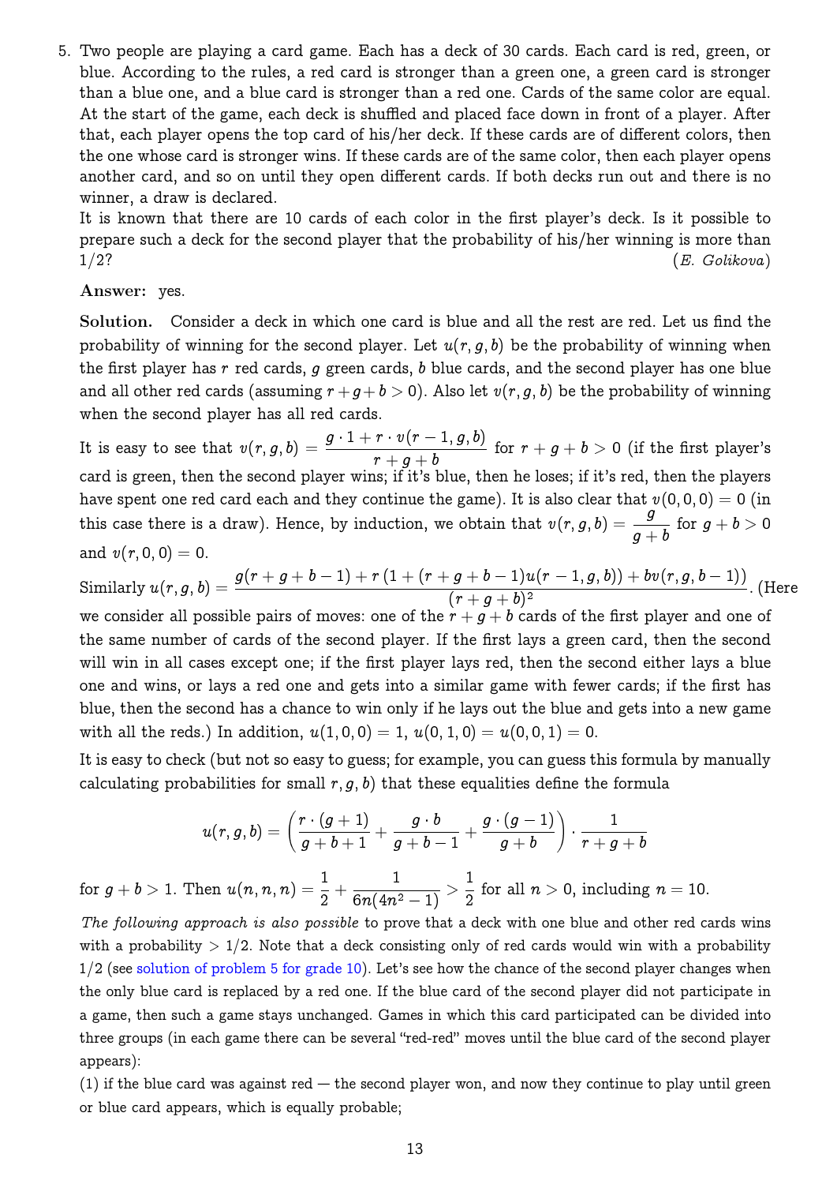5. Two people are playing a card game. Each has a deck of 30 cards. Each card is red, green, or blue. According to the rules, a red card is stronger than a green one, a green card is stronger than a blue one, and a blue card is stronger than a red one. Cards of the same color are equal. At the start of the game, each deck is shuffled and placed face down in front of a player. After that, each player opens the top card of his/her deck. If these cards are of different colors, then the one whose card is stronger wins. If these cards are of the same color, then each player opens another card, and so on until they open different cards. If both decks run out and there is no winner, a draw is declared.
It is known that there are 10 cards of each color in the first player's deck. Is it possible to prepare such a deck for the second player that the probability of his/her winning is more than 1/2? (*E. Golikova*)

**Answer:** yes.

**Solution.** Consider a deck in which one card is blue and all the rest are red. Let us find the probability of winning for the second player. Let $u(r, g, b)$ be the probability of winning when the first player has $r$ red cards, $g$ green cards, $b$ blue cards, and the second player has one blue and all other red cards (assuming $r + g + b > 0$). Also let $v(r, g, b)$ be the probability of winning when the second player has all red cards.

It is easy to see that $v(r, g, b) = \dfrac{g \cdot 1 + r \cdot v(r-1, g, b)}{r + g + b}$ for $r + g + b > 0$ (if the first player's card is green, then the second player wins; if it's blue, then he loses; if it's red, then the players have spent one red card each and they continue the game). It is also clear that $v(0, 0, 0) = 0$ (in this case there is a draw). Hence, by induction, we obtain that $v(r, g, b) = \dfrac{g}{g+b}$ for $g + b > 0$ and $v(r, 0, 0) = 0$.

Similarly $u(r, g, b) = \dfrac{g(r+g+b-1) + r\,(1 + (r+g+b-1)u(r-1, g, b)) + bv(r, g, b-1))}{(r+g+b)^2}$. (Here we consider all possible pairs of moves: one of the $r + g + b$ cards of the first player and one of the same number of cards of the second player. If the first lays a green card, then the second will win in all cases except one; if the first player lays red, then the second either lays a blue one and wins, or lays a red one and gets into a similar game with fewer cards; if the first has blue, then the second has a chance to win only if he lays out the blue and gets into a new game with all the reds.) In addition, $u(1, 0, 0) = 1$, $u(0, 1, 0) = u(0, 0, 1) = 0$.

It is easy to check (but not so easy to guess; for example, you can guess this formula by manually calculating probabilities for small $r, g, b$) that these equalities define the formula

$$u(r, g, b) = \left( \frac{r \cdot (g+1)}{g+b+1} + \frac{g \cdot b}{g+b-1} + \frac{g \cdot (g-1)}{g+b} \right) \cdot \frac{1}{r+g+b}$$

for $g + b > 1$. Then $u(n, n, n) = \dfrac{1}{2} + \dfrac{1}{6n(4n^2-1)} > \dfrac{1}{2}$ for all $n > 0$, including $n = 10$.

*The following approach is also possible* to prove that a deck with one blue and other red cards wins with a probability $> 1/2$. Note that a deck consisting only of red cards would win with a probability 1/2 (see solution of problem 5 for grade 10). Let's see how the chance of the second player changes when the only blue card is replaced by a red one. If the blue card of the second player did not participate in a game, then such a game stays unchanged. Games in which this card participated can be divided into three groups (in each game there can be several "red-red" moves until the blue card of the second player appears):

(1) if the blue card was against red — the second player won, and now they continue to play until green or blue card appears, which is equally probable;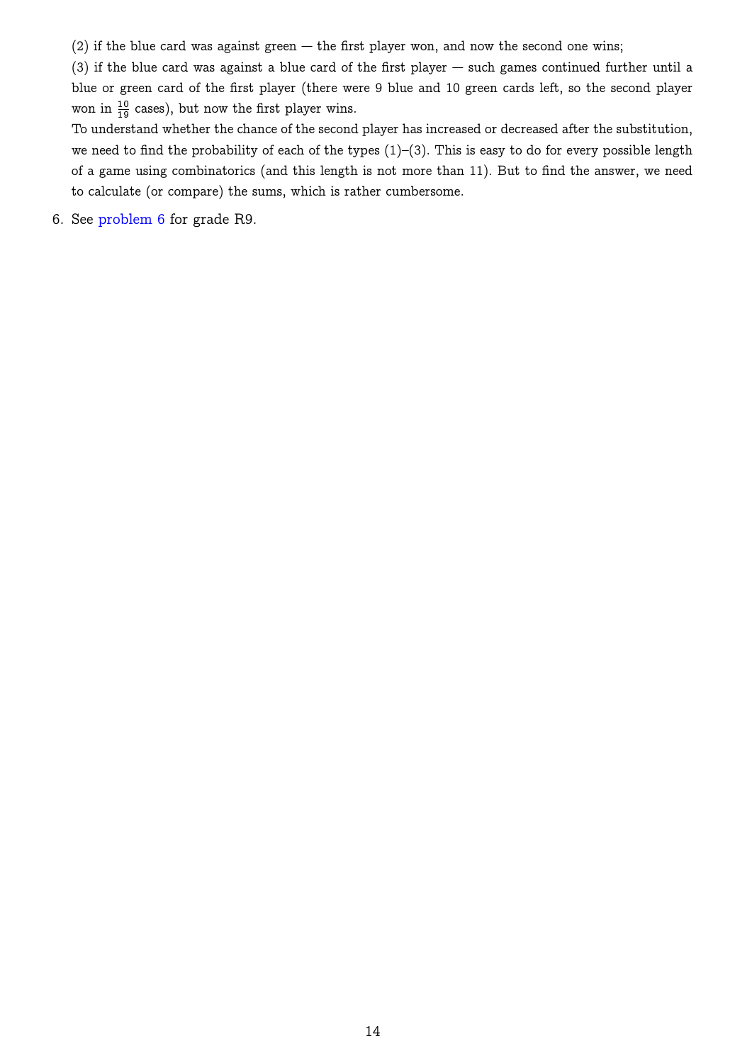(2) if the blue card was against green — the first player won, and now the second one wins;

(3) if the blue card was against a blue card of the first player — such games continued further until a blue or green card of the first player (there were 9 blue and 10 green cards left, so the second player won in $\frac{10}{19}$ cases), but now the first player wins.

To understand whether the chance of the second player has increased or decreased after the substitution, we need to find the probability of each of the types (1)–(3). This is easy to do for every possible length of a game using combinatorics (and this length is not more than 11). But to find the answer, we need to calculate (or compare) the sums, which is rather cumbersome.

6. See problem 6 for grade R9.